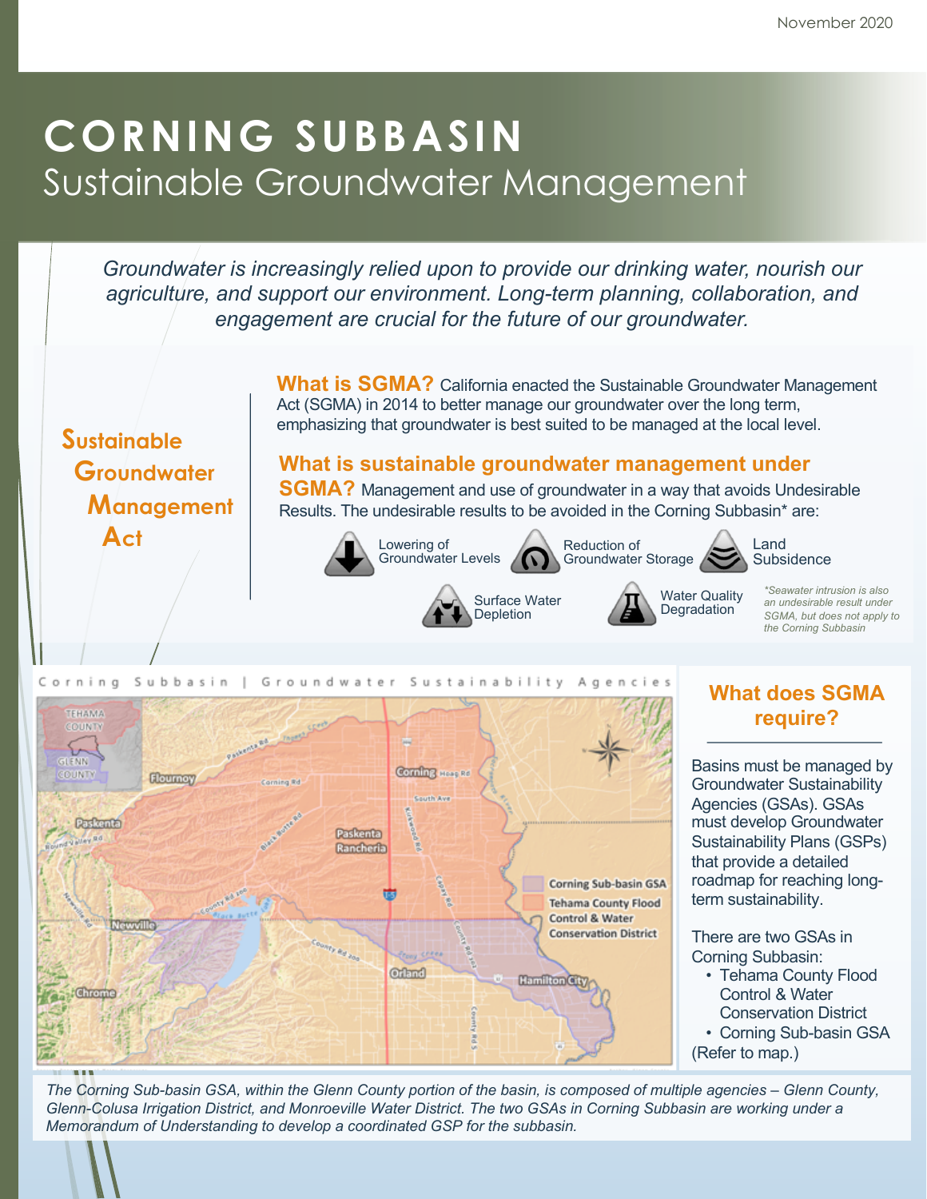November 2020

# CORNING SUBBASIN

## Sustainable Groundwater Management

*Groundwater is increasingly relied upon to provide our drinking water, nourish our agriculture, and support our environment. Long-term planning, collaboration, and engagement are crucial for the future of our groundwater.*

### Sustainable Groundwater Management Act

**What is SGMA?** California enacted the Sustainable Groundwater Management Act (SGMA) in 2014 to better manage our groundwater over the long term, emphasizing that groundwater is best suited to be managed at the local level.

**What is sustainable groundwater management under SGMA?** Management and use of groundwater in a way that avoids Undesirable Results. The undesirable results to be avoided in the Corning Subbasin* are:

- Lowering of Groundwater Levels
- Reduction of Groundwater Storage
- Land Subsidence
- Surface Water Depletion
- Water Quality Degradation

*\*Seawater intrusion is also an undesirable result under SGMA, but does not apply to the Corning Subbasin*

Corning Subbasin | Groundwater Sustainability Agencies

Legend: Corning Sub-basin GSA; Tehama County Flood Control & Water Conservation District

### What does SGMA require?

Basins must be managed by Groundwater Sustainability Agencies (GSAs). GSAs must develop Groundwater Sustainability Plans (GSPs) that provide a detailed roadmap for reaching long-term sustainability.

There are two GSAs in Corning Subbasin:

- Tehama County Flood Control & Water Conservation District
- Corning Sub-basin GSA

(Refer to map.)

*The Corning Sub-basin GSA, within the Glenn County portion of the basin, is composed of multiple agencies – Glenn County, Glenn-Colusa Irrigation District, and Monroeville Water District. The two GSAs in Corning Subbasin are working under a Memorandum of Understanding to develop a coordinated GSP for the subbasin.*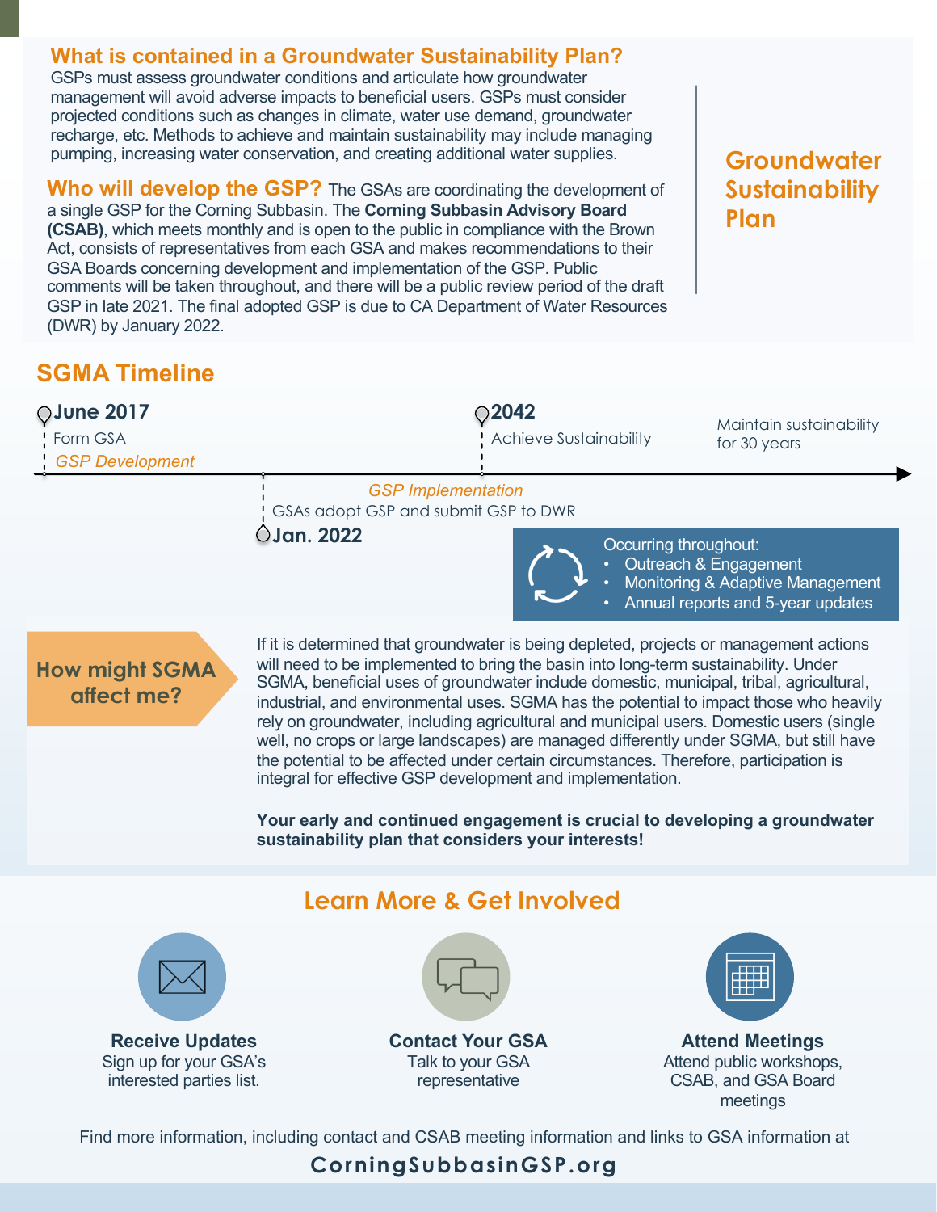## What is contained in a Groundwater Sustainability Plan?

GSPs must assess groundwater conditions and articulate how groundwater management will avoid adverse impacts to beneficial users. GSPs must consider projected conditions such as changes in climate, water use demand, groundwater recharge, etc. Methods to achieve and maintain sustainability may include managing pumping, increasing water conservation, and creating additional water supplies.

**Who will develop the GSP?** The GSAs are coordinating the development of a single GSP for the Corning Subbasin. The **Corning Subbasin Advisory Board (CSAB)**, which meets monthly and is open to the public in compliance with the Brown Act, consists of representatives from each GSA and makes recommendations to their GSA Boards concerning development and implementation of the GSP. Public comments will be taken throughout, and there will be a public review period of the draft GSP in late 2021. The final adopted GSP is due to CA Department of Water Resources (DWR) by January 2022.

## Groundwater Sustainability Plan

## SGMA Timeline

**June 2017**
Form GSA
*GSP Development*

**Jan. 2022**
GSAs adopt GSP and submit GSP to DWR
*GSP Implementation*

**2042**
Achieve Sustainability

Maintain sustainability for 30 years

Occurring throughout:
- Outreach & Engagement
- Monitoring & Adaptive Management
- Annual reports and 5-year updates

## How might SGMA affect me?

If it is determined that groundwater is being depleted, projects or management actions will need to be implemented to bring the basin into long-term sustainability. Under SGMA, beneficial uses of groundwater include domestic, municipal, tribal, agricultural, industrial, and environmental uses. SGMA has the potential to impact those who heavily rely on groundwater, including agricultural and municipal users. Domestic users (single well, no crops or large landscapes) are managed differently under SGMA, but still have the potential to be affected under certain circumstances. Therefore, participation is integral for effective GSP development and implementation.

**Your early and continued engagement is crucial to developing a groundwater sustainability plan that considers your interests!**

## Learn More & Get Involved

**Receive Updates**
Sign up for your GSA's interested parties list.

**Contact Your GSA**
Talk to your GSA representative

**Attend Meetings**
Attend public workshops, CSAB, and GSA Board meetings

Find more information, including contact and CSAB meeting information and links to GSA information at

**CorningSubbasinGSP.org**